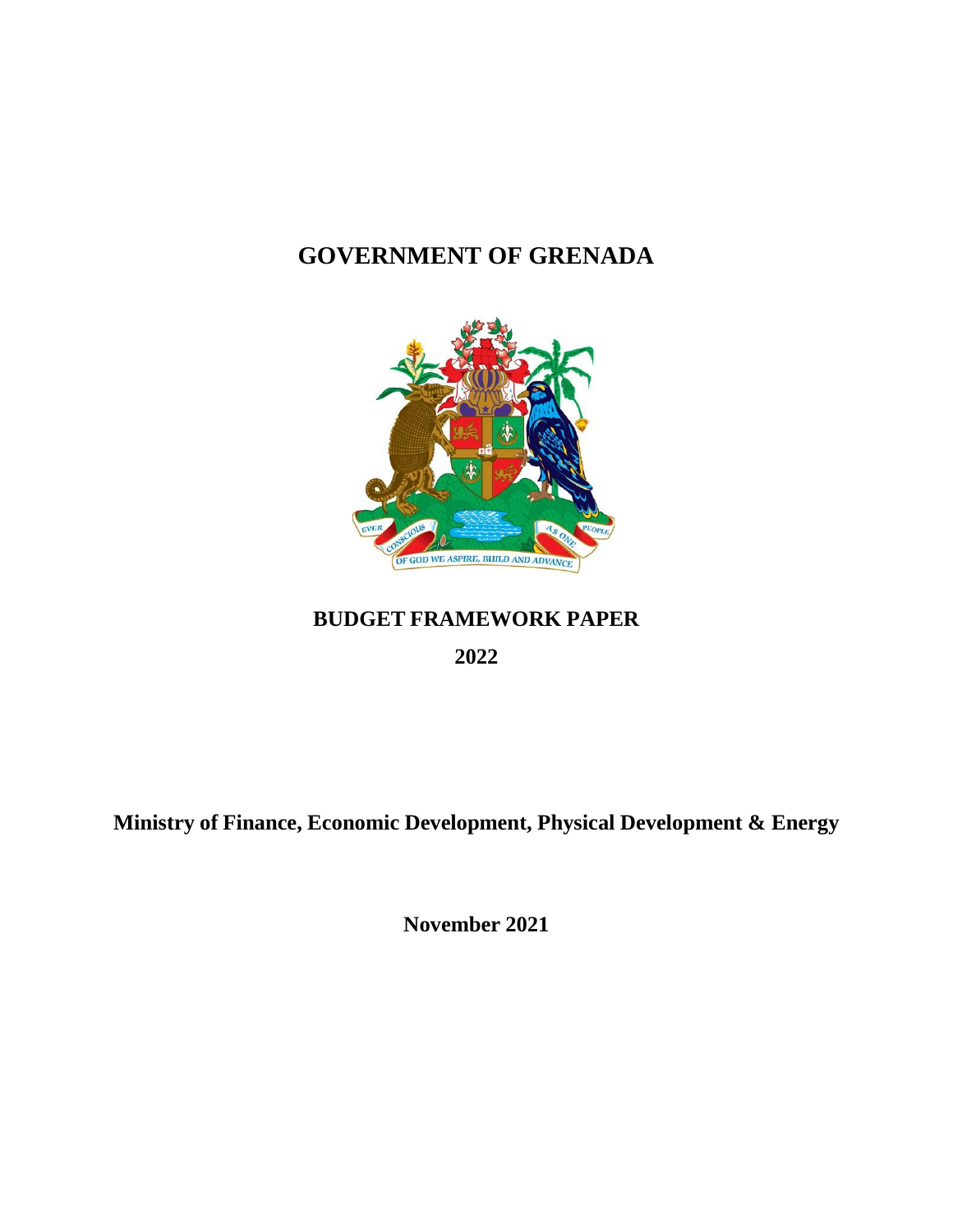# GOVERNMENT OF GRENADA

## BUDGET FRAMEWORK PAPER

**2022**

**Ministry of Finance, Economic Development, Physical Development & Energy**

**November 2021**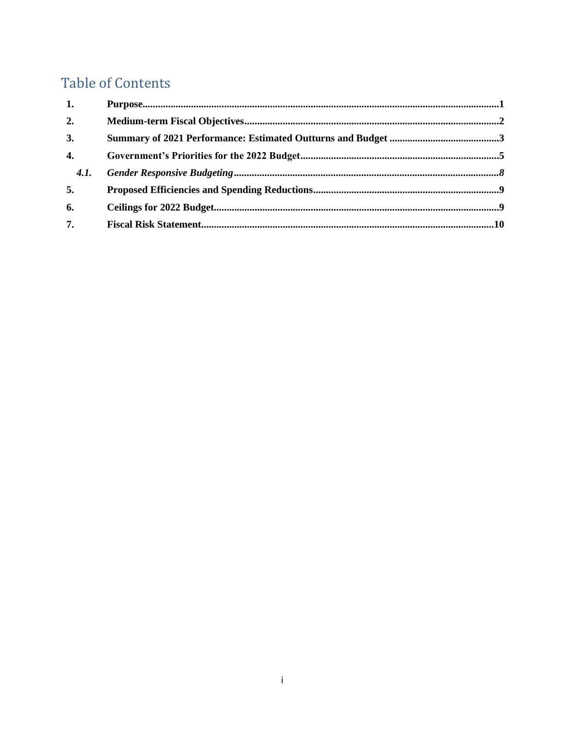# Table of Contents

| | | |
|---|---|---|
| **1.** | **Purpose** | **1** |
| **2.** | **Medium-term Fiscal Objectives** | **2** |
| **3.** | **Summary of 2021 Performance: Estimated Outturns and Budget** | **3** |
| **4.** | **Government's Priorities for the 2022 Budget** | **5** |
| ***4.1.*** | ***Gender Responsive Budgeting*** | ***8*** |
| **5.** | **Proposed Efficiencies and Spending Reductions** | **9** |
| **6.** | **Ceilings for 2022 Budget** | **9** |
| **7.** | **Fiscal Risk Statement** | **10** |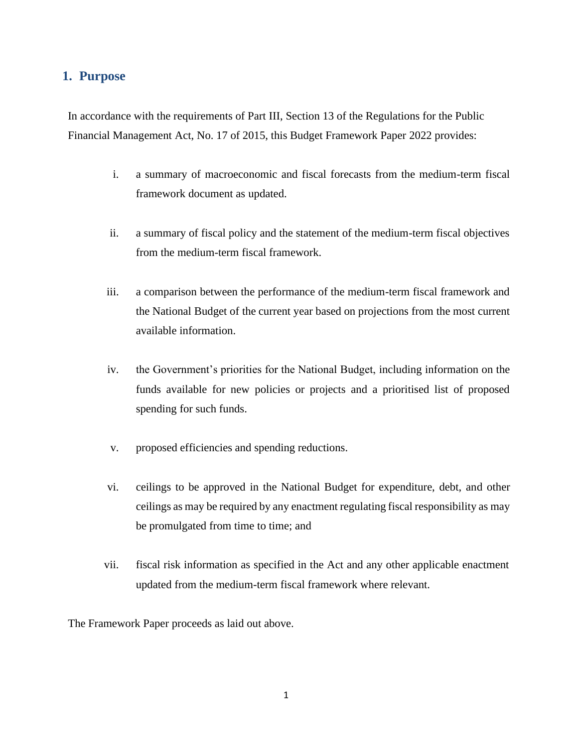## 1. Purpose

In accordance with the requirements of Part III, Section 13 of the Regulations for the Public Financial Management Act, No. 17 of 2015, this Budget Framework Paper 2022 provides:

i. a summary of macroeconomic and fiscal forecasts from the medium-term fiscal framework document as updated.

ii. a summary of fiscal policy and the statement of the medium-term fiscal objectives from the medium-term fiscal framework.

iii. a comparison between the performance of the medium-term fiscal framework and the National Budget of the current year based on projections from the most current available information.

iv. the Government's priorities for the National Budget, including information on the funds available for new policies or projects and a prioritised list of proposed spending for such funds.

v. proposed efficiencies and spending reductions.

vi. ceilings to be approved in the National Budget for expenditure, debt, and other ceilings as may be required by any enactment regulating fiscal responsibility as may be promulgated from time to time; and

vii. fiscal risk information as specified in the Act and any other applicable enactment updated from the medium-term fiscal framework where relevant.

The Framework Paper proceeds as laid out above.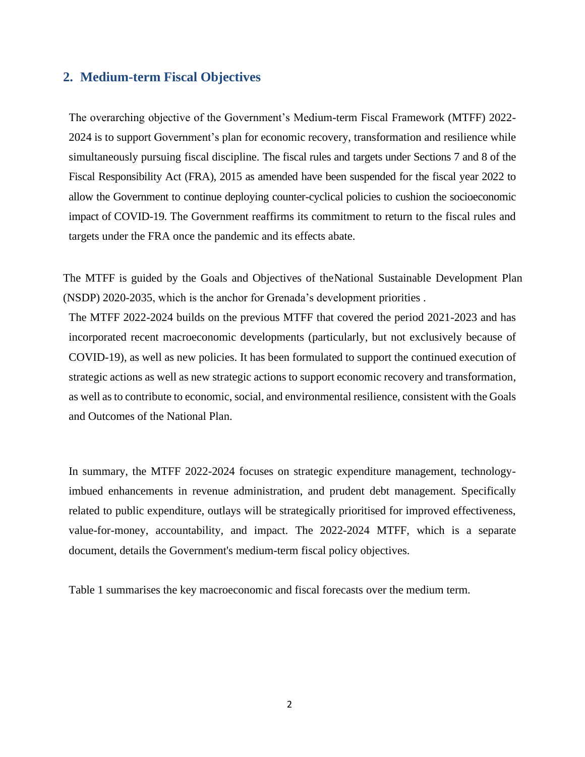## 2. Medium-term Fiscal Objectives

The overarching objective of the Government's Medium-term Fiscal Framework (MTFF) 2022-2024 is to support Government's plan for economic recovery, transformation and resilience while simultaneously pursuing fiscal discipline. The fiscal rules and targets under Sections 7 and 8 of the Fiscal Responsibility Act (FRA), 2015 as amended have been suspended for the fiscal year 2022 to allow the Government to continue deploying counter-cyclical policies to cushion the socioeconomic impact of COVID-19. The Government reaffirms its commitment to return to the fiscal rules and targets under the FRA once the pandemic and its effects abate.

The MTFF is guided by the Goals and Objectives of theNational Sustainable Development Plan (NSDP) 2020-2035, which is the anchor for Grenada's development priorities .

The MTFF 2022-2024 builds on the previous MTFF that covered the period 2021-2023 and has incorporated recent macroeconomic developments (particularly, but not exclusively because of COVID-19), as well as new policies. It has been formulated to support the continued execution of strategic actions as well as new strategic actions to support economic recovery and transformation, as well as to contribute to economic, social, and environmental resilience, consistent with the Goals and Outcomes of the National Plan.

In summary, the MTFF 2022-2024 focuses on strategic expenditure management, technology-imbued enhancements in revenue administration, and prudent debt management. Specifically related to public expenditure, outlays will be strategically prioritised for improved effectiveness, value-for-money, accountability, and impact. The 2022-2024 MTFF, which is a separate document, details the Government's medium-term fiscal policy objectives.

Table 1 summarises the key macroeconomic and fiscal forecasts over the medium term.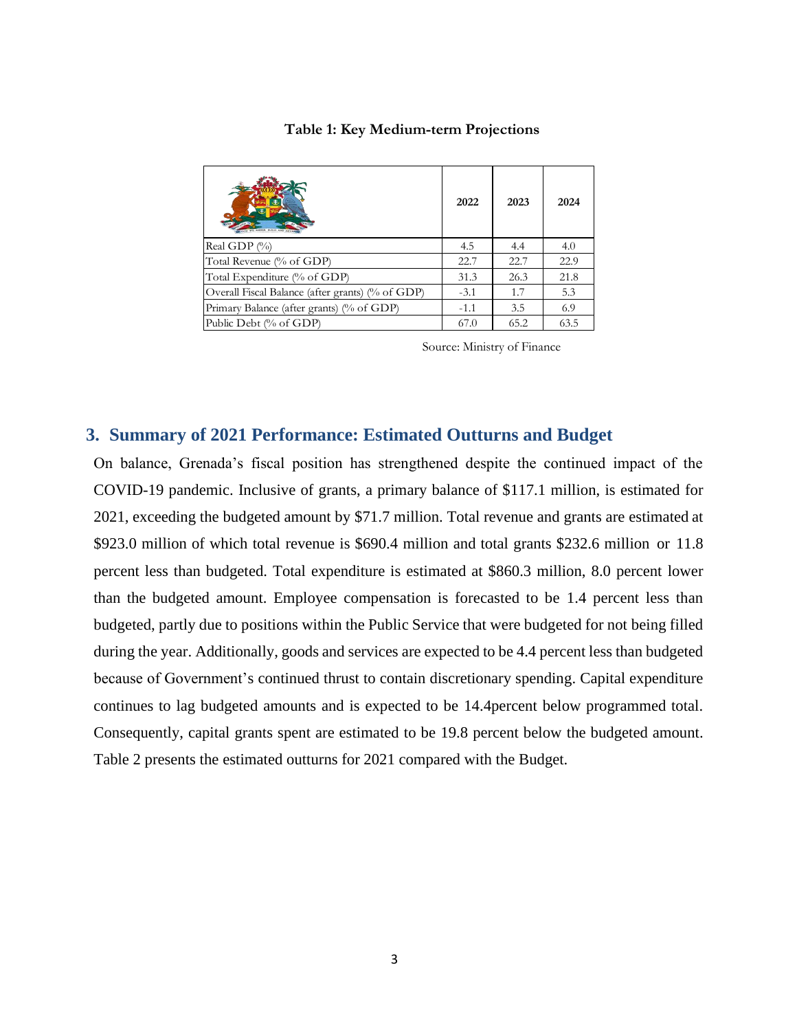**Table 1: Key Medium-term Projections**

| | 2022 | 2023 | 2024 |
|---|---|---|---|
| Real GDP (%) | 4.5 | 4.4 | 4.0 |
| Total Revenue (% of GDP) | 22.7 | 22.7 | 22.9 |
| Total Expenditure (% of GDP) | 31.3 | 26.3 | 21.8 |
| Overall Fiscal Balance (after grants) (% of GDP) | -3.1 | 1.7 | 5.3 |
| Primary Balance (after grants) (% of GDP) | -1.1 | 3.5 | 6.9 |
| Public Debt (% of GDP) | 67.0 | 65.2 | 63.5 |

Source: Ministry of Finance

## 3. Summary of 2021 Performance: Estimated Outturns and Budget

On balance, Grenada's fiscal position has strengthened despite the continued impact of the COVID-19 pandemic. Inclusive of grants, a primary balance of $117.1 million, is estimated for 2021, exceeding the budgeted amount by $71.7 million. Total revenue and grants are estimated at $923.0 million of which total revenue is $690.4 million and total grants $232.6 million or 11.8 percent less than budgeted. Total expenditure is estimated at $860.3 million, 8.0 percent lower than the budgeted amount. Employee compensation is forecasted to be 1.4 percent less than budgeted, partly due to positions within the Public Service that were budgeted for not being filled during the year. Additionally, goods and services are expected to be 4.4 percent less than budgeted because of Government's continued thrust to contain discretionary spending. Capital expenditure continues to lag budgeted amounts and is expected to be 14.4percent below programmed total. Consequently, capital grants spent are estimated to be 19.8 percent below the budgeted amount. Table 2 presents the estimated outturns for 2021 compared with the Budget.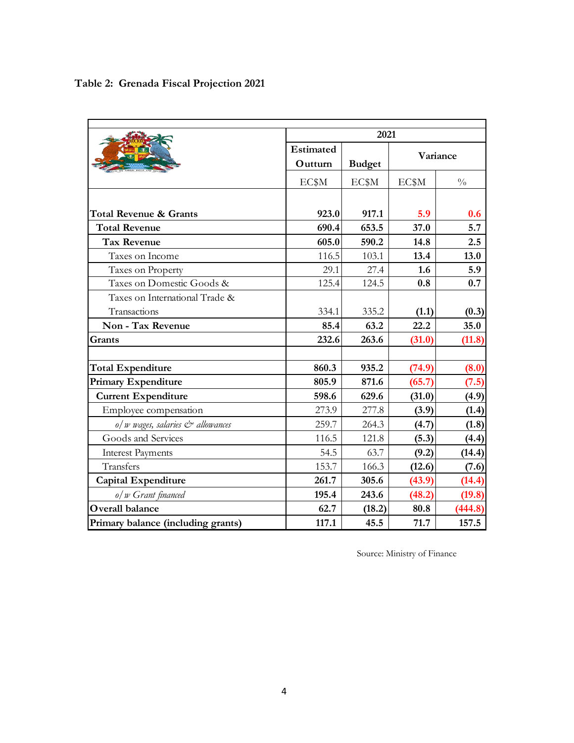**Table 2: Grenada Fiscal Projection 2021**

| | 2021 | | | |
|---|---|---|---|---|
| | Estimated Outturn | Budget | Variance | |
| | EC$M | EC$M | EC$M | % |
| **Total Revenue & Grants** | **923.0** | **917.1** | **5.9** | **0.6** |
| **Total Revenue** | **690.4** | **653.5** | **37.0** | **5.7** |
| **Tax Revenue** | **605.0** | **590.2** | **14.8** | **2.5** |
| Taxes on Income | 116.5 | 103.1 | **13.4** | **13.0** |
| Taxes on Property | 29.1 | 27.4 | **1.6** | **5.9** |
| Taxes on Domestic Goods & | 125.4 | 124.5 | **0.8** | **0.7** |
| Taxes on International Trade & Transactions | 334.1 | 335.2 | **(1.1)** | **(0.3)** |
| **Non - Tax Revenue** | **85.4** | **63.2** | **22.2** | **35.0** |
| **Grants** | **232.6** | **263.6** | **(31.0)** | **(11.8)** |
| | | | | |
| **Total Expenditure** | **860.3** | **935.2** | **(74.9)** | **(8.0)** |
| **Primary Expenditure** | **805.9** | **871.6** | **(65.7)** | **(7.5)** |
| **Current Expenditure** | **598.6** | **629.6** | **(31.0)** | **(4.9)** |
| Employee compensation | 273.9 | 277.8 | **(3.9)** | **(1.4)** |
| *o/w wages, salaries & allowances* | 259.7 | 264.3 | **(4.7)** | **(1.8)** |
| Goods and Services | 116.5 | 121.8 | **(5.3)** | **(4.4)** |
| Interest Payments | 54.5 | 63.7 | **(9.2)** | **(14.4)** |
| Transfers | 153.7 | 166.3 | **(12.6)** | **(7.6)** |
| **Capital Expenditure** | **261.7** | **305.6** | **(43.9)** | **(14.4)** |
| *o/w Grant financed* | 195.4 | 243.6 | **(48.2)** | **(19.8)** |
| **Overall balance** | **62.7** | **(18.2)** | **80.8** | **(444.8)** |
| **Primary balance (including grants)** | **117.1** | **45.5** | **71.7** | **157.5** |

Source: Ministry of Finance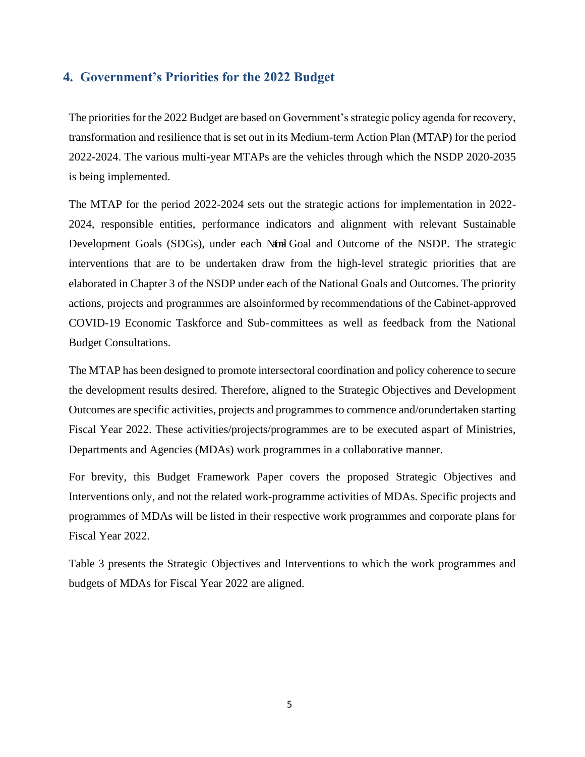## 4. Government's Priorities for the 2022 Budget

The priorities for the 2022 Budget are based on Government's strategic policy agenda for recovery, transformation and resilience that is set out in its Medium-term Action Plan (MTAP) for the period 2022-2024. The various multi-year MTAPs are the vehicles through which the NSDP 2020-2035 is being implemented.

The MTAP for the period 2022-2024 sets out the strategic actions for implementation in 2022-2024, responsible entities, performance indicators and alignment with relevant Sustainable Development Goals (SDGs), under each National Goal and Outcome of the NSDP. The strategic interventions that are to be undertaken draw from the high-level strategic priorities that are elaborated in Chapter 3 of the NSDP under each of the National Goals and Outcomes. The priority actions, projects and programmes are alsoinformed by recommendations of the Cabinet-approved COVID-19 Economic Taskforce and Sub-committees as well as feedback from the National Budget Consultations.

The MTAP has been designed to promote intersectoral coordination and policy coherence to secure the development results desired. Therefore, aligned to the Strategic Objectives and Development Outcomes are specific activities, projects and programmes to commence and/orundertaken starting Fiscal Year 2022. These activities/projects/programmes are to be executed aspart of Ministries, Departments and Agencies (MDAs) work programmes in a collaborative manner.

For brevity, this Budget Framework Paper covers the proposed Strategic Objectives and Interventions only, and not the related work-programme activities of MDAs. Specific projects and programmes of MDAs will be listed in their respective work programmes and corporate plans for Fiscal Year 2022.

Table 3 presents the Strategic Objectives and Interventions to which the work programmes and budgets of MDAs for Fiscal Year 2022 are aligned.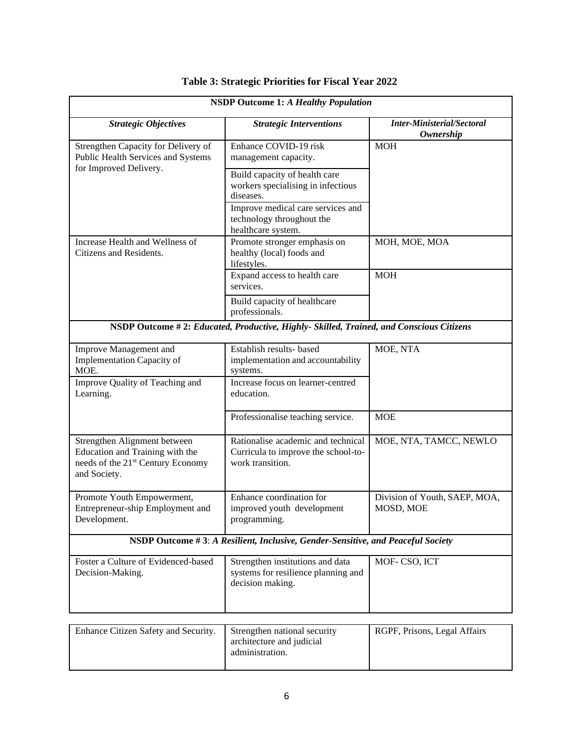**Table 3: Strategic Priorities for Fiscal Year 2022**

| **NSDP Outcome 1:** ***A Healthy Population*** | | |
|---|---|---|
| ***Strategic Objectives*** | ***Strategic Interventions*** | ***Inter-Ministerial/Sectoral Ownership*** |
| Strengthen Capacity for Delivery of Public Health Services and Systems for Improved Delivery. | Enhance COVID-19 risk management capacity. | MOH |
| | Build capacity of health care workers specialising in infectious diseases. | |
| | Improve medical care services and technology throughout the healthcare system. | |
| Increase Health and Wellness of Citizens and Residents. | Promote stronger emphasis on healthy (local) foods and lifestyles. | MOH, MOE, MOA |
| | Expand access to health care services. | MOH |
| | Build capacity of healthcare professionals. | |
| **NSDP Outcome # 2:** ***Educated, Productive, Highly- Skilled, Trained, and Conscious Citizens*** | | |
| Improve Management and Implementation Capacity of MOE. | Establish results- based implementation and accountability systems. | MOE, NTA |
| Improve Quality of Teaching and Learning. | Increase focus on learner-centred education. | |
| | Professionalise teaching service. | MOE |
| Strengthen Alignment between Education and Training with the needs of the 21st Century Economy and Society. | Rationalise academic and technical Curricula to improve the school-to-work transition. | MOE, NTA, TAMCC, NEWLO |
| Promote Youth Empowerment, Entrepreneur-ship Employment and Development. | Enhance coordination for improved youth development programming. | Division of Youth, SAEP, MOA, MOSD, MOE |
| **NSDP Outcome # 3**: ***A Resilient, Inclusive, Gender-Sensitive, and Peaceful Society*** | | |
| Foster a Culture of Evidenced-based Decision-Making. | Strengthen institutions and data systems for resilience planning and decision making. | MOF- CSO, ICT |
| Enhance Citizen Safety and Security. | Strengthen national security architecture and judicial administration. | RGPF, Prisons, Legal Affairs |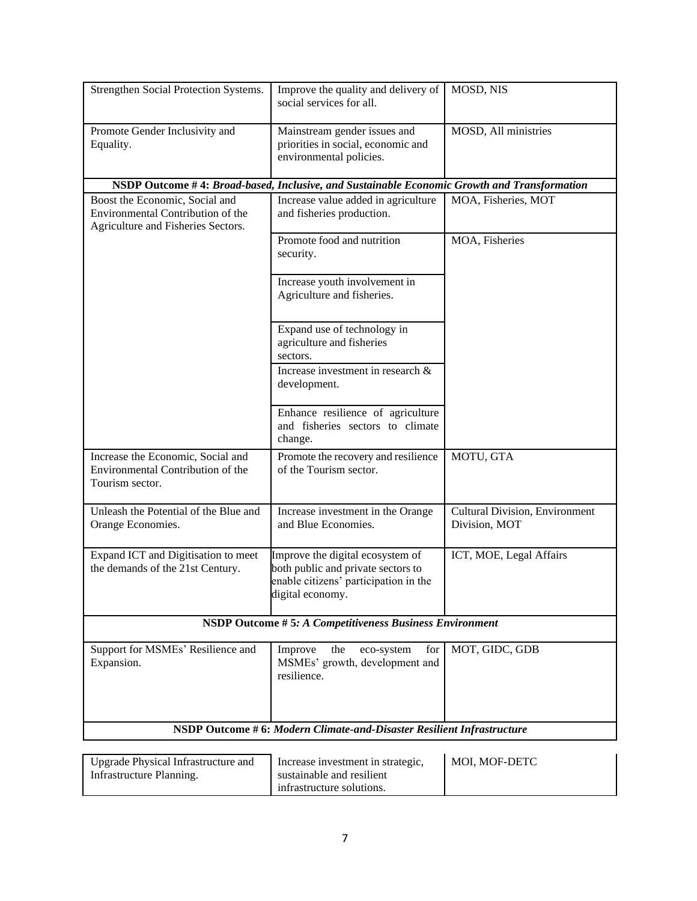| | | |
|---|---|---|
| Strengthen Social Protection Systems. | Improve the quality and delivery of social services for all. | MOSD, NIS |
| Promote Gender Inclusivity and Equality. | Mainstream gender issues and priorities in social, economic and environmental policies. | MOSD, All ministries |
| **NSDP Outcome # 4:** ***Broad-based, Inclusive, and Sustainable Economic Growth and Transformation*** | | |
| Boost the Economic, Social and Environmental Contribution of the Agriculture and Fisheries Sectors. | Increase value added in agriculture and fisheries production. | MOA, Fisheries, MOT |
| | Promote food and nutrition security. | MOA, Fisheries |
| | Increase youth involvement in Agriculture and fisheries. | |
| | Expand use of technology in agriculture and fisheries sectors. | |
| | Increase investment in research & development. | |
| | Enhance resilience of agriculture and fisheries sectors to climate change. | |
| Increase the Economic, Social and Environmental Contribution of the Tourism sector. | Promote the recovery and resilience of the Tourism sector. | MOTU, GTA |
| Unleash the Potential of the Blue and Orange Economies. | Increase investment in the Orange and Blue Economies. | Cultural Division, Environment Division, MOT |
| Expand ICT and Digitisation to meet the demands of the 21st Century. | Improve the digital ecosystem of both public and private sectors to enable citizens' participation in the digital economy. | ICT, MOE, Legal Affairs |
| **NSDP Outcome # 5:** ***A Competitiveness Business Environment*** | | |
| Support for MSMEs' Resilience and Expansion. | Improve the eco-system for MSMEs' growth, development and resilience. | MOT, GIDC, GDB |
| **NSDP Outcome # 6:** ***Modern Climate-and-Disaster Resilient Infrastructure*** | | |
| Upgrade Physical Infrastructure and Infrastructure Planning. | Increase investment in strategic, sustainable and resilient infrastructure solutions. | MOI, MOF-DETC |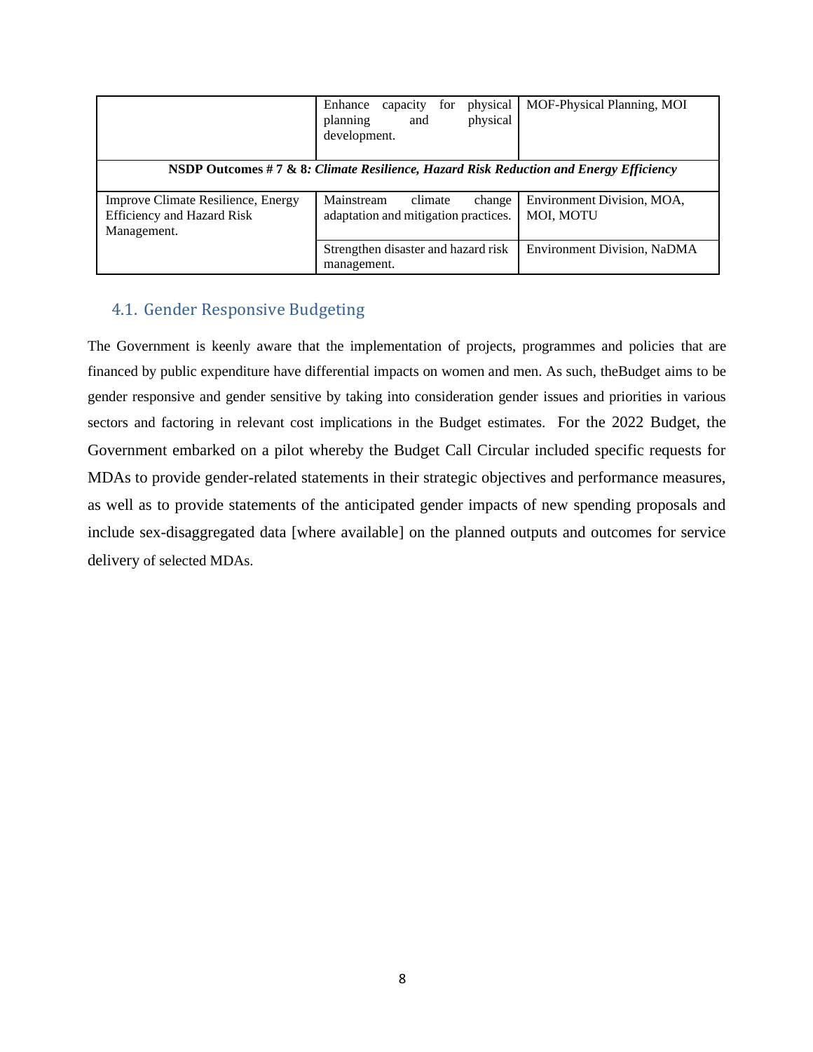| | | |
|---|---|---|
| | Enhance capacity for physical planning and physical development. | MOF-Physical Planning, MOI |
| **NSDP Outcomes # 7 & 8:** ***Climate Resilience, Hazard Risk Reduction and Energy Efficiency*** | | |
| Improve Climate Resilience, Energy Efficiency and Hazard Risk Management. | Mainstream climate change adaptation and mitigation practices. | Environment Division, MOA, MOI, MOTU |
| | Strengthen disaster and hazard risk management. | Environment Division, NaDMA |

## 4.1. Gender Responsive Budgeting

The Government is keenly aware that the implementation of projects, programmes and policies that are financed by public expenditure have differential impacts on women and men. As such, theBudget aims to be gender responsive and gender sensitive by taking into consideration gender issues and priorities in various sectors and factoring in relevant cost implications in the Budget estimates. For the 2022 Budget, the Government embarked on a pilot whereby the Budget Call Circular included specific requests for MDAs to provide gender-related statements in their strategic objectives and performance measures, as well as to provide statements of the anticipated gender impacts of new spending proposals and include sex-disaggregated data [where available] on the planned outputs and outcomes for service delivery of selected MDAs.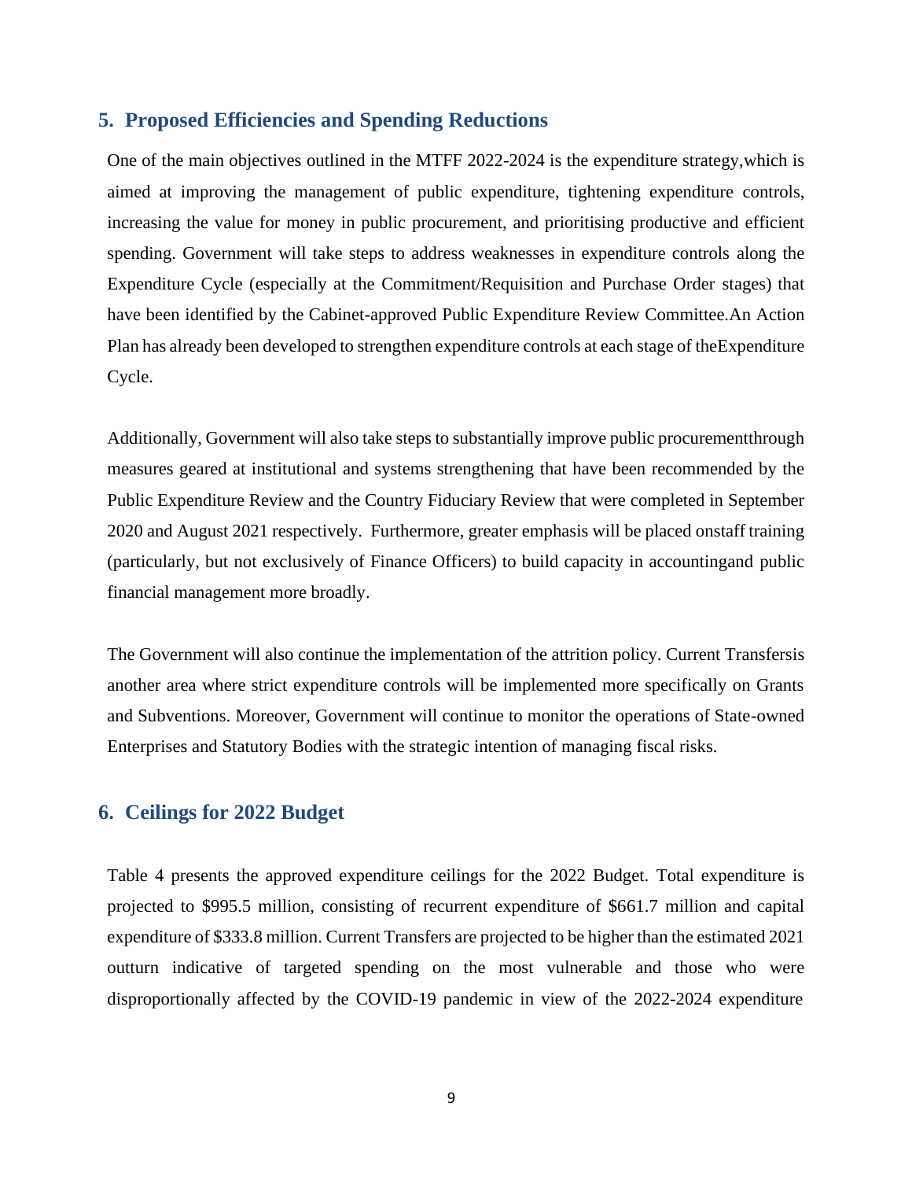## 5. Proposed Efficiencies and Spending Reductions

One of the main objectives outlined in the MTFF 2022-2024 is the expenditure strategy,which is aimed at improving the management of public expenditure, tightening expenditure controls, increasing the value for money in public procurement, and prioritising productive and efficient spending. Government will take steps to address weaknesses in expenditure controls along the Expenditure Cycle (especially at the Commitment/Requisition and Purchase Order stages) that have been identified by the Cabinet-approved Public Expenditure Review Committee.An Action Plan has already been developed to strengthen expenditure controls at each stage of theExpenditure Cycle.

Additionally, Government will also take steps to substantially improve public procurementthrough measures geared at institutional and systems strengthening that have been recommended by the Public Expenditure Review and the Country Fiduciary Review that were completed in September 2020 and August 2021 respectively. Furthermore, greater emphasis will be placed onstaff training (particularly, but not exclusively of Finance Officers) to build capacity in accountingand public financial management more broadly.

The Government will also continue the implementation of the attrition policy. Current Transfersis another area where strict expenditure controls will be implemented more specifically on Grants and Subventions. Moreover, Government will continue to monitor the operations of State-owned Enterprises and Statutory Bodies with the strategic intention of managing fiscal risks.

## 6. Ceilings for 2022 Budget

Table 4 presents the approved expenditure ceilings for the 2022 Budget. Total expenditure is projected to $995.5 million, consisting of recurrent expenditure of $661.7 million and capital expenditure of $333.8 million. Current Transfers are projected to be higher than the estimated 2021 outturn indicative of targeted spending on the most vulnerable and those who were disproportionally affected by the COVID-19 pandemic in view of the 2022-2024 expenditure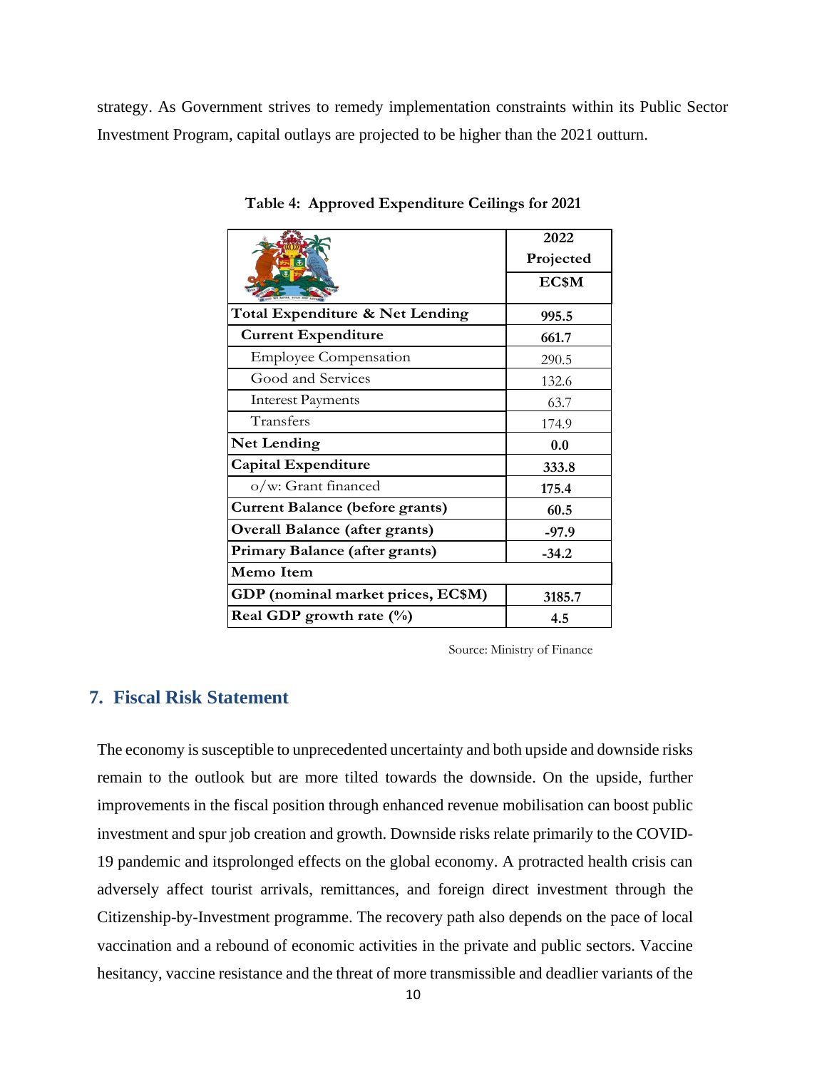strategy. As Government strives to remedy implementation constraints within its Public Sector Investment Program, capital outlays are projected to be higher than the 2021 outturn.

**Table 4: Approved Expenditure Ceilings for 2021**

| | 2022 Projected EC$M |
|---|---|
| **Total Expenditure & Net Lending** | **995.5** |
| **Current Expenditure** | **661.7** |
| Employee Compensation | 290.5 |
| Good and Services | 132.6 |
| Interest Payments | 63.7 |
| Transfers | 174.9 |
| **Net Lending** | **0.0** |
| **Capital Expenditure** | **333.8** |
| o/w: Grant financed | **175.4** |
| **Current Balance (before grants)** | **60.5** |
| **Overall Balance (after grants)** | **-97.9** |
| **Primary Balance (after grants)** | **-34.2** |
| **Memo Item** | |
| **GDP (nominal market prices, EC$M)** | **3185.7** |
| **Real GDP growth rate (%)** | **4.5** |

Source: Ministry of Finance

## 7. Fiscal Risk Statement

The economy is susceptible to unprecedented uncertainty and both upside and downside risks remain to the outlook but are more tilted towards the downside. On the upside, further improvements in the fiscal position through enhanced revenue mobilisation can boost public investment and spur job creation and growth. Downside risks relate primarily to the COVID-19 pandemic and itsprolonged effects on the global economy. A protracted health crisis can adversely affect tourist arrivals, remittances, and foreign direct investment through the Citizenship-by-Investment programme. The recovery path also depends on the pace of local vaccination and a rebound of economic activities in the private and public sectors. Vaccine hesitancy, vaccine resistance and the threat of more transmissible and deadlier variants of the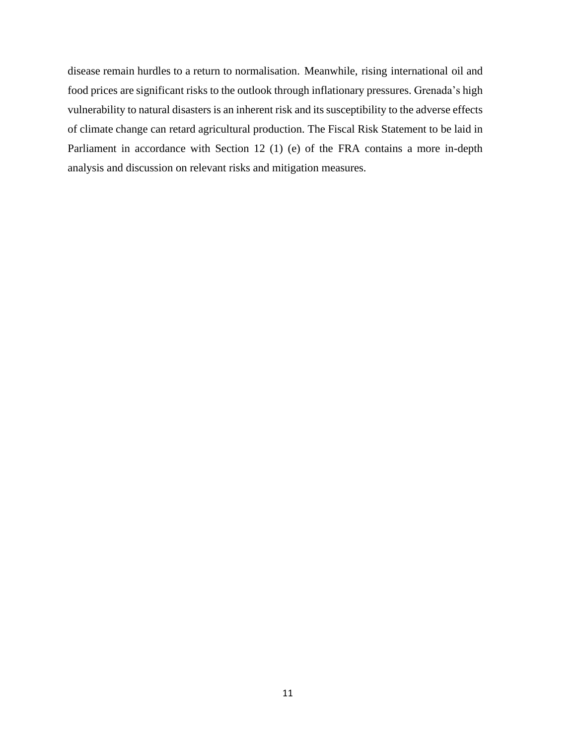disease remain hurdles to a return to normalisation. Meanwhile, rising international oil and food prices are significant risks to the outlook through inflationary pressures. Grenada's high vulnerability to natural disasters is an inherent risk and its susceptibility to the adverse effects of climate change can retard agricultural production. The Fiscal Risk Statement to be laid in Parliament in accordance with Section 12 (1) (e) of the FRA contains a more in-depth analysis and discussion on relevant risks and mitigation measures.